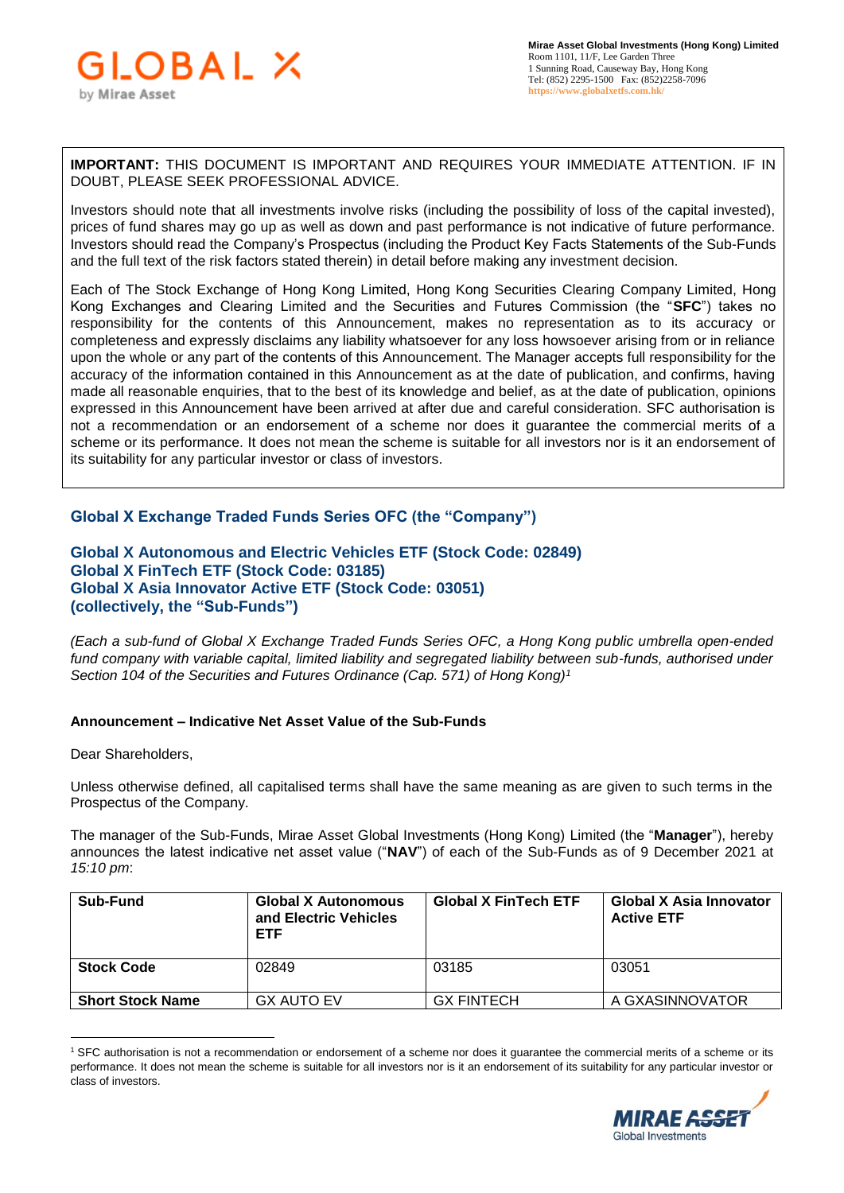Mirae Asset Global Investments (Hong Kong) Limited
Room 1101, 11/F, Lee Garden Three
1 Sunning Road, Causeway Bay, Hong Kong
Tel: (852) 2295-1500 Fax: (852)2258-7096
https://www.globalxetfs.com.hk/

**IMPORTANT:** THIS DOCUMENT IS IMPORTANT AND REQUIRES YOUR IMMEDIATE ATTENTION. IF IN DOUBT, PLEASE SEEK PROFESSIONAL ADVICE.

Investors should note that all investments involve risks (including the possibility of loss of the capital invested), prices of fund shares may go up as well as down and past performance is not indicative of future performance. Investors should read the Company's Prospectus (including the Product Key Facts Statements of the Sub-Funds and the full text of the risk factors stated therein) in detail before making any investment decision.

Each of The Stock Exchange of Hong Kong Limited, Hong Kong Securities Clearing Company Limited, Hong Kong Exchanges and Clearing Limited and the Securities and Futures Commission (the "**SFC**") takes no responsibility for the contents of this Announcement, makes no representation as to its accuracy or completeness and expressly disclaims any liability whatsoever for any loss howsoever arising from or in reliance upon the whole or any part of the contents of this Announcement. The Manager accepts full responsibility for the accuracy of the information contained in this Announcement as at the date of publication, and confirms, having made all reasonable enquiries, that to the best of its knowledge and belief, as at the date of publication, opinions expressed in this Announcement have been arrived at after due and careful consideration. SFC authorisation is not a recommendation or an endorsement of a scheme nor does it guarantee the commercial merits of a scheme or its performance. It does not mean the scheme is suitable for all investors nor is it an endorsement of its suitability for any particular investor or class of investors.

## Global X Exchange Traded Funds Series OFC (the "Company")

## Global X Autonomous and Electric Vehicles ETF (Stock Code: 02849)
## Global X FinTech ETF (Stock Code: 03185)
## Global X Asia Innovator Active ETF (Stock Code: 03051)
## (collectively, the "Sub-Funds")

*(Each a sub-fund of Global X Exchange Traded Funds Series OFC, a Hong Kong public umbrella open-ended fund company with variable capital, limited liability and segregated liability between sub-funds, authorised under Section 104 of the Securities and Futures Ordinance (Cap. 571) of Hong Kong)*[1]

**Announcement – Indicative Net Asset Value of the Sub-Funds**

Dear Shareholders,

Unless otherwise defined, all capitalised terms shall have the same meaning as are given to such terms in the Prospectus of the Company.

The manager of the Sub-Funds, Mirae Asset Global Investments (Hong Kong) Limited (the "**Manager**"), hereby announces the latest indicative net asset value ("**NAV**") of each of the Sub-Funds as of 9 December 2021 at *15:10 pm*:

| Sub-Fund | Global X Autonomous and Electric Vehicles ETF | Global X FinTech ETF | Global X Asia Innovator Active ETF |
|---|---|---|---|
| **Stock Code** | 02849 | 03185 | 03051 |
| **Short Stock Name** | GX AUTO EV | GX FINTECH | A GXASINNOVATOR |

[1] SFC authorisation is not a recommendation or endorsement of a scheme nor does it guarantee the commercial merits of a scheme or its performance. It does not mean the scheme is suitable for all investors nor is it an endorsement of its suitability for any particular investor or class of investors.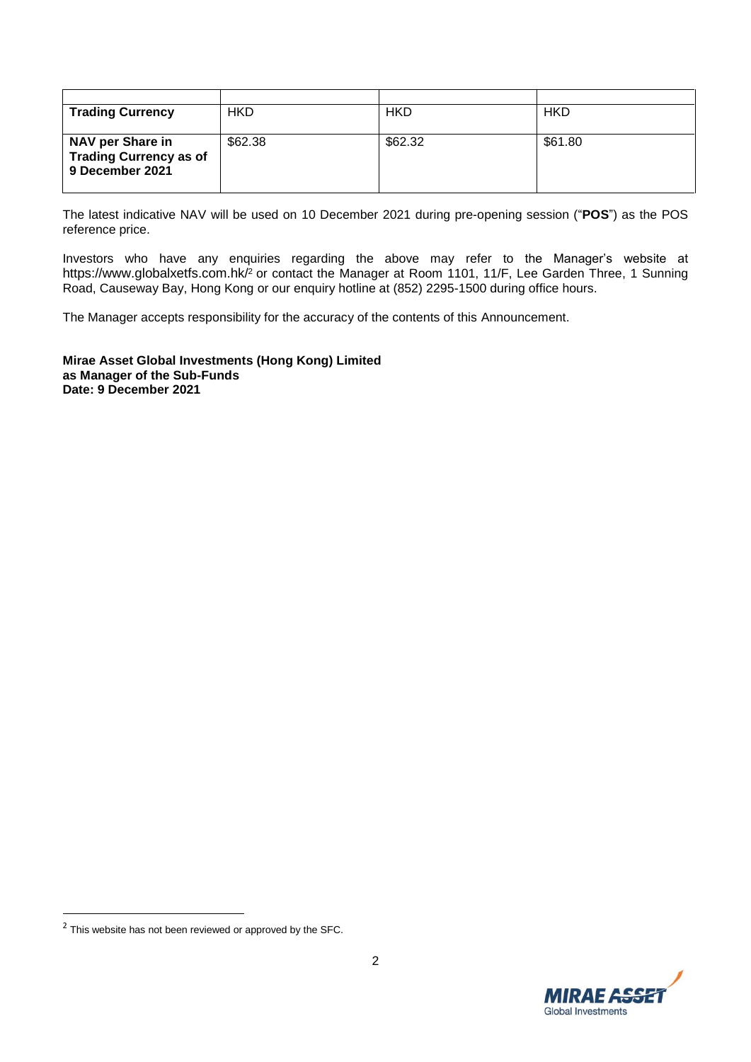| | | | |
|---|---|---|---|
| **Trading Currency** | HKD | HKD | HKD |
| **NAV per Share in Trading Currency as of 9 December 2021** | $62.38 | $62.32 | $61.80 |

The latest indicative NAV will be used on 10 December 2021 during pre-opening session ("**POS**") as the POS reference price.

Investors who have any enquiries regarding the above may refer to the Manager's website at https://www.globalxetfs.com.hk/[2] or contact the Manager at Room 1101, 11/F, Lee Garden Three, 1 Sunning Road, Causeway Bay, Hong Kong or our enquiry hotline at (852) 2295-1500 during office hours.

The Manager accepts responsibility for the accuracy of the contents of this Announcement.

**Mirae Asset Global Investments (Hong Kong) Limited**
**as Manager of the Sub-Funds**
**Date: 9 December 2021**

[2] This website has not been reviewed or approved by the SFC.